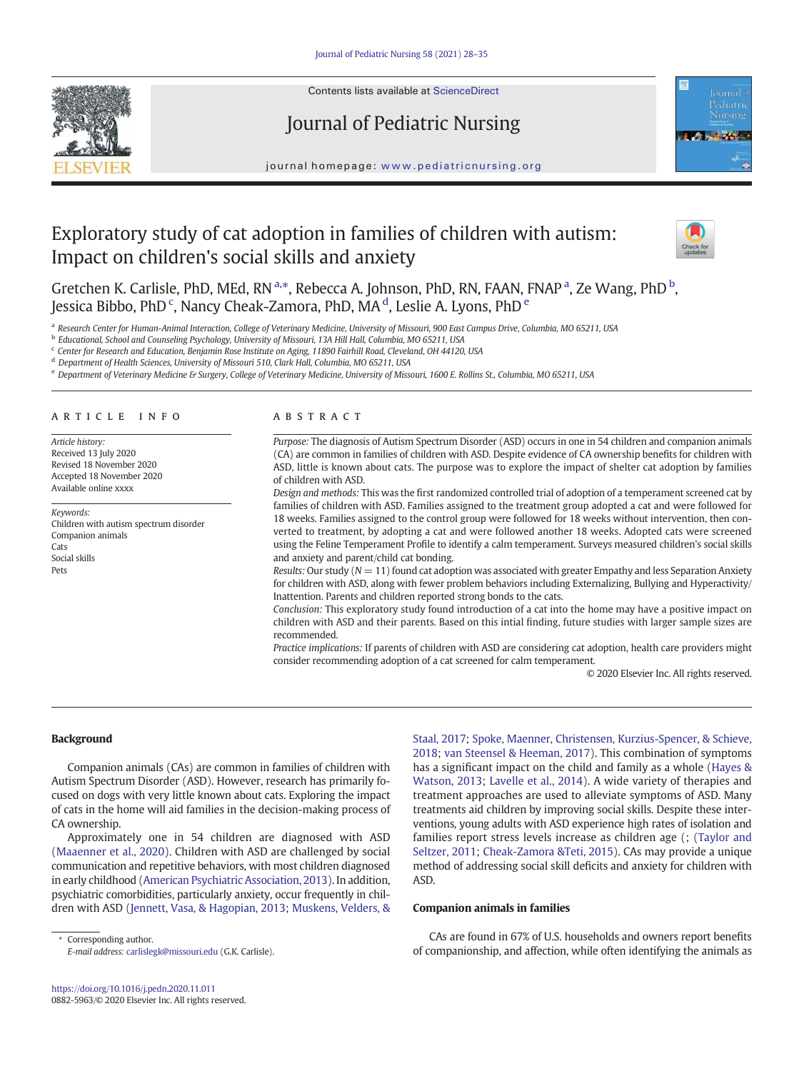# Exploratory study of cat adoption in families of children with autism: Impact on children's social skills and anxiety

Gretchen K. Carlisle, PhD, MEd, RN [a,*], Rebecca A. Johnson, PhD, RN, FAAN, FNAP [a], Ze Wang, PhD [b], Jessica Bibbo, PhD [c], Nancy Cheak-Zamora, PhD, MA [d], Leslie A. Lyons, PhD [e]

[a] Research Center for Human-Animal Interaction, College of Veterinary Medicine, University of Missouri, 900 East Campus Drive, Columbia, MO 65211, USA
[b] Educational, School and Counseling Psychology, University of Missouri, 13A Hill Hall, Columbia, MO 65211, USA
[c] Center for Research and Education, Benjamin Rose Institute on Aging, 11890 Fairhill Road, Cleveland, OH 44120, USA
[d] Department of Health Sciences, University of Missouri 510, Clark Hall, Columbia, MO 65211, USA
[e] Department of Veterinary Medicine & Surgery, College of Veterinary Medicine, University of Missouri, 1600 E. Rollins St., Columbia, MO 65211, USA

## ARTICLE INFO

*Article history:*
Received 13 July 2020
Revised 18 November 2020
Accepted 18 November 2020
Available online xxxx

*Keywords:*
Children with autism spectrum disorder
Companion animals
Cats
Social skills
Pets

## ABSTRACT

*Purpose:* The diagnosis of Autism Spectrum Disorder (ASD) occurs in one in 54 children and companion animals (CA) are common in families of children with ASD. Despite evidence of CA ownership benefits for children with ASD, little is known about cats. The purpose was to explore the impact of shelter cat adoption by families of children with ASD.

*Design and methods:* This was the first randomized controlled trial of adoption of a temperament screened cat by families of children with ASD. Families assigned to the treatment group adopted a cat and were followed for 18 weeks. Families assigned to the control group were followed for 18 weeks without intervention, then converted to treatment, by adopting a cat and were followed another 18 weeks. Adopted cats were screened using the Feline Temperament Profile to identify a calm temperament. Surveys measured children's social skills and anxiety and parent/child cat bonding.

*Results:* Our study ($N = 11$) found cat adoption was associated with greater Empathy and less Separation Anxiety for children with ASD, along with fewer problem behaviors including Externalizing, Bullying and Hyperactivity/Inattention. Parents and children reported strong bonds to the cats.

*Conclusion:* This exploratory study found introduction of a cat into the home may have a positive impact on children with ASD and their parents. Based on this intial finding, future studies with larger sample sizes are recommended.

*Practice implications:* If parents of children with ASD are considering cat adoption, health care providers might consider recommending adoption of a cat screened for calm temperament.

© 2020 Elsevier Inc. All rights reserved.

## Background

Companion animals (CAs) are common in families of children with Autism Spectrum Disorder (ASD). However, research has primarily focused on dogs with very little known about cats. Exploring the impact of cats in the home will aid families in the decision-making process of CA ownership.

Approximately one in 54 children are diagnosed with ASD (Maaenner et al., 2020). Children with ASD are challenged by social communication and repetitive behaviors, with most children diagnosed in early childhood (American Psychiatric Association, 2013). In addition, psychiatric comorbidities, particularly anxiety, occur frequently in children with ASD (Jennett, Vasa, & Hagopian, 2013; Muskens, Velders, & Staal, 2017; Spoke, Maenner, Christensen, Kurzius-Spencer, & Schieve, 2018; van Steensel & Heeman, 2017). This combination of symptoms has a significant impact on the child and family as a whole (Hayes & Watson, 2013; Lavelle et al., 2014). A wide variety of therapies and treatment approaches are used to alleviate symptoms of ASD. Many treatments aid children by improving social skills. Despite these interventions, young adults with ASD experience high rates of isolation and families report stress levels increase as children age (; (Taylor and Seltzer, 2011; Cheak-Zamora &Teti, 2015). CAs may provide a unique method of addressing social skill deficits and anxiety for children with ASD.

## Companion animals in families

CAs are found in 67% of U.S. households and owners report benefits of companionship, and affection, while often identifying the animals as

* Corresponding author.
*E-mail address:* carlislegk@missouri.edu (G.K. Carlisle).

https://doi.org/10.1016/j.pedn.2020.11.011
0882-5963/© 2020 Elsevier Inc. All rights reserved.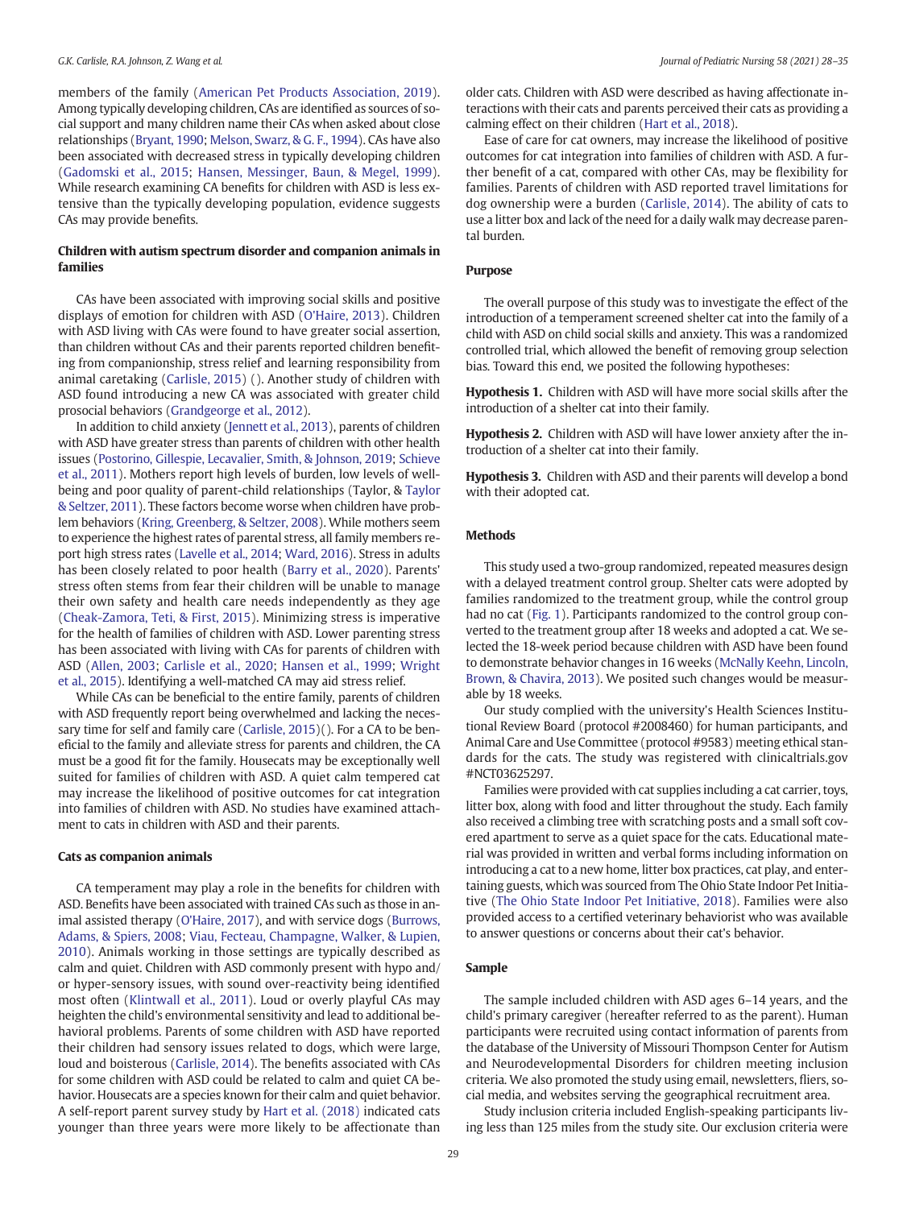members of the family (American Pet Products Association, 2019). Among typically developing children, CAs are identified as sources of social support and many children name their CAs when asked about close relationships (Bryant, 1990; Melson, Swarz, & G. F., 1994). CAs have also been associated with decreased stress in typically developing children (Gadomski et al., 2015; Hansen, Messinger, Baun, & Megel, 1999). While research examining CA benefits for children with ASD is less extensive than the typically developing population, evidence suggests CAs may provide benefits.

## Children with autism spectrum disorder and companion animals in families

CAs have been associated with improving social skills and positive displays of emotion for children with ASD (O'Haire, 2013). Children with ASD living with CAs were found to have greater social assertion, than children without CAs and their parents reported children benefiting from companionship, stress relief and learning responsibility from animal caretaking (Carlisle, 2015) (). Another study of children with ASD found introducing a new CA was associated with greater child prosocial behaviors (Grandgeorge et al., 2012).

In addition to child anxiety (Jennett et al., 2013), parents of children with ASD have greater stress than parents of children with other health issues (Postorino, Gillespie, Lecavalier, Smith, & Johnson, 2019; Schieve et al., 2011). Mothers report high levels of burden, low levels of well-being and poor quality of parent-child relationships (Taylor, & Taylor & Seltzer, 2011). These factors become worse when children have problem behaviors (Kring, Greenberg, & Seltzer, 2008). While mothers seem to experience the highest rates of parental stress, all family members report high stress rates (Lavelle et al., 2014; Ward, 2016). Stress in adults has been closely related to poor health (Barry et al., 2020). Parents' stress often stems from fear their children will be unable to manage their own safety and health care needs independently as they age (Cheak-Zamora, Teti, & First, 2015). Minimizing stress is imperative for the health of families of children with ASD. Lower parenting stress has been associated with living with CAs for parents of children with ASD (Allen, 2003; Carlisle et al., 2020; Hansen et al., 1999; Wright et al., 2015). Identifying a well-matched CA may aid stress relief.

While CAs can be beneficial to the entire family, parents of children with ASD frequently report being overwhelmed and lacking the necessary time for self and family care (Carlisle, 2015)(). For a CA to be beneficial to the family and alleviate stress for parents and children, the CA must be a good fit for the family. Housecats may be exceptionally well suited for families of children with ASD. A quiet calm tempered cat may increase the likelihood of positive outcomes for cat integration into families of children with ASD. No studies have examined attachment to cats in children with ASD and their parents.

## Cats as companion animals

CA temperament may play a role in the benefits for children with ASD. Benefits have been associated with trained CAs such as those in animal assisted therapy (O'Haire, 2017), and with service dogs (Burrows, Adams, & Spiers, 2008; Viau, Fecteau, Champagne, Walker, & Lupien, 2010). Animals working in those settings are typically described as calm and quiet. Children with ASD commonly present with hypo and/or hyper-sensory issues, with sound over-reactivity being identified most often (Klintwall et al., 2011). Loud or overly playful CAs may heighten the child's environmental sensitivity and lead to additional behavioral problems. Parents of some children with ASD have reported their children had sensory issues related to dogs, which were large, loud and boisterous (Carlisle, 2014). The benefits associated with CAs for some children with ASD could be related to calm and quiet CA behavior. Housecats are a species known for their calm and quiet behavior. A self-report parent survey study by Hart et al. (2018) indicated cats younger than three years were more likely to be affectionate than older cats. Children with ASD were described as having affectionate interactions with their cats and parents perceived their cats as providing a calming effect on their children (Hart et al., 2018).

Ease of care for cat owners, may increase the likelihood of positive outcomes for cat integration into families of children with ASD. A further benefit of a cat, compared with other CAs, may be flexibility for families. Parents of children with ASD reported travel limitations for dog ownership were a burden (Carlisle, 2014). The ability of cats to use a litter box and lack of the need for a daily walk may decrease parental burden.

## Purpose

The overall purpose of this study was to investigate the effect of the introduction of a temperament screened shelter cat into the family of a child with ASD on child social skills and anxiety. This was a randomized controlled trial, which allowed the benefit of removing group selection bias. Toward this end, we posited the following hypotheses:

**Hypothesis 1.** Children with ASD will have more social skills after the introduction of a shelter cat into their family.

**Hypothesis 2.** Children with ASD will have lower anxiety after the introduction of a shelter cat into their family.

**Hypothesis 3.** Children with ASD and their parents will develop a bond with their adopted cat.

## Methods

This study used a two-group randomized, repeated measures design with a delayed treatment control group. Shelter cats were adopted by families randomized to the treatment group, while the control group had no cat (Fig. 1). Participants randomized to the control group converted to the treatment group after 18 weeks and adopted a cat. We selected the 18-week period because children with ASD have been found to demonstrate behavior changes in 16 weeks (McNally Keehn, Lincoln, Brown, & Chavira, 2013). We posited such changes would be measurable by 18 weeks.

Our study complied with the university's Health Sciences Institutional Review Board (protocol #2008460) for human participants, and Animal Care and Use Committee (protocol #9583) meeting ethical standards for the cats. The study was registered with clinicaltrials.gov #NCT03625297.

Families were provided with cat supplies including a cat carrier, toys, litter box, along with food and litter throughout the study. Each family also received a climbing tree with scratching posts and a small soft covered apartment to serve as a quiet space for the cats. Educational material was provided in written and verbal forms including information on introducing a cat to a new home, litter box practices, cat play, and entertaining guests, which was sourced from The Ohio State Indoor Pet Initiative (The Ohio State Indoor Pet Initiative, 2018). Families were also provided access to a certified veterinary behaviorist who was available to answer questions or concerns about their cat's behavior.

## Sample

The sample included children with ASD ages 6–14 years, and the child's primary caregiver (hereafter referred to as the parent). Human participants were recruited using contact information of parents from the database of the University of Missouri Thompson Center for Autism and Neurodevelopmental Disorders for children meeting inclusion criteria. We also promoted the study using email, newsletters, fliers, social media, and websites serving the geographical recruitment area.

Study inclusion criteria included English-speaking participants living less than 125 miles from the study site. Our exclusion criteria were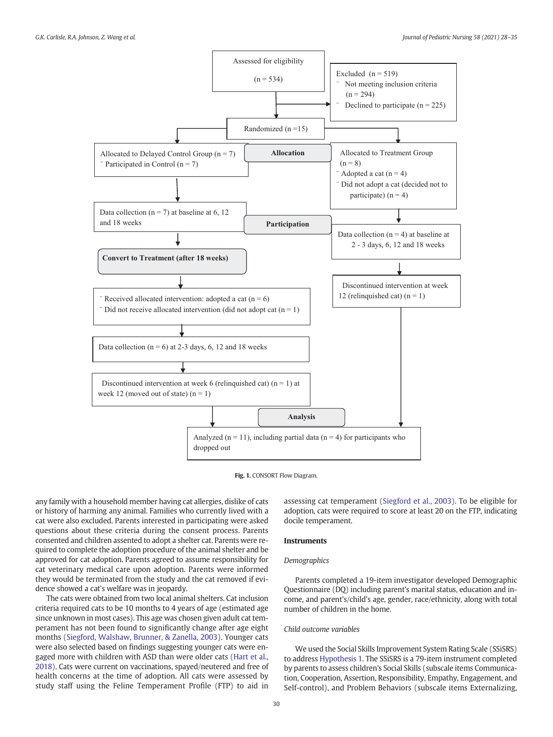Assessed for eligibility (n = 534)

Excluded (n = 519)
- Not meeting inclusion criteria (n = 294)
- Declined to participate (n = 225)

Randomized (n = 15)

**Allocation**

Allocated to Delayed Control Group (n = 7)
- Participated in Control (n = 7)

Allocated to Treatment Group (n = 8)
- Adopted a cat (n = 4)
- Did not adopt a cat (decided not to participate) (n = 4)

**Participation**

Data collection (n = 7) at baseline at 6, 12 and 18 weeks

Data collection (n = 4) at baseline at 2 - 3 days, 6, 12 and 18 weeks

**Convert to Treatment (after 18 weeks)**

- Received allocated intervention: adopted a cat (n = 6)
- Did not receive allocated intervention (did not adopt cat (n = 1)

Discontinued intervention at week 12 (relinquished cat) (n = 1)

Data collection (n = 6) at 2-3 days, 6, 12 and 18 weeks

Discontinued intervention at week 6 (relinquished cat) (n = 1) at week 12 (moved out of state) (n = 1)

**Analysis**

Analyzed (n = 11), including partial data (n = 4) for participants who dropped out

**Fig. 1.** CONSORT Flow Diagram.

any family with a household member having cat allergies, dislike of cats or history of harming any animal. Families who currently lived with a cat were also excluded. Parents interested in participating were asked questions about these criteria during the consent process. Parents consented and children assented to adopt a shelter cat. Parents were required to complete the adoption procedure of the animal shelter and be approved for cat adoption. Parents agreed to assume responsibility for cat veterinary medical care upon adoption. Parents were informed they would be terminated from the study and the cat removed if evidence showed a cat's welfare was in jeopardy.

The cats were obtained from two local animal shelters. Cat inclusion criteria required cats to be 10 months to 4 years of age (estimated age since unknown in most cases). This age was chosen given adult cat temperament has not been found to significantly change after age eight months (Siegford, Walshaw, Brunner, & Zanella, 2003). Younger cats were also selected based on findings suggesting younger cats were engaged more with children with ASD than were older cats (Hart et al., 2018). Cats were current on vaccinations, spayed/neutered and free of health concerns at the time of adoption. All cats were assessed by study staff using the Feline Temperament Profile (FTP) to aid in assessing cat temperament (Siegford et al., 2003). To be eligible for adoption, cats were required to score at least 20 on the FTP, indicating docile temperament.

## Instruments

### *Demographics*

Parents completed a 19-item investigator developed Demographic Questionnaire (DQ) including parent's marital status, education and income, and parent's/child's age, gender, race/ethnicity, along with total number of children in the home.

### *Child outcome variables*

We used the Social Skills Improvement System Rating Scale (SSiSRS) to address Hypothesis 1. The SSiSRS is a 79-item instrument completed by parents to assess children's Social Skills (subscale items Communication, Cooperation, Assertion, Responsibility, Empathy, Engagement, and Self-control), and Problem Behaviors (subscale items Externalizing,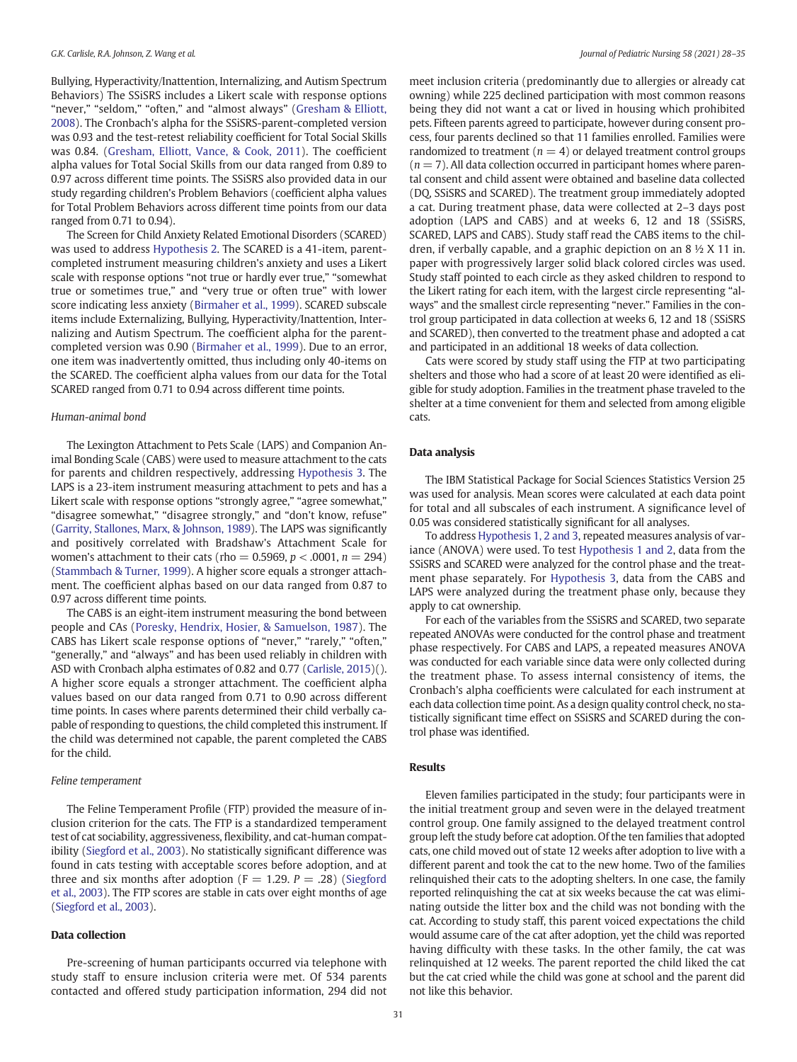Bullying, Hyperactivity/Inattention, Internalizing, and Autism Spectrum Behaviors) The SSiSRS includes a Likert scale with response options "never," "seldom," "often," and "almost always" (Gresham & Elliott, 2008). The Cronbach's alpha for the SSiSRS-parent-completed version was 0.93 and the test-retest reliability coefficient for Total Social Skills was 0.84. (Gresham, Elliott, Vance, & Cook, 2011). The coefficient alpha values for Total Social Skills from our data ranged from 0.89 to 0.97 across different time points. The SSiSRS also provided data in our study regarding children's Problem Behaviors (coefficient alpha values for Total Problem Behaviors across different time points from our data ranged from 0.71 to 0.94).

The Screen for Child Anxiety Related Emotional Disorders (SCARED) was used to address Hypothesis 2. The SCARED is a 41-item, parent-completed instrument measuring children's anxiety and uses a Likert scale with response options "not true or hardly ever true," "somewhat true or sometimes true," and "very true or often true" with lower score indicating less anxiety (Birmaher et al., 1999). SCARED subscale items include Externalizing, Bullying, Hyperactivity/Inattention, Internalizing and Autism Spectrum. The coefficient alpha for the parent-completed version was 0.90 (Birmaher et al., 1999). Due to an error, one item was inadvertently omitted, thus including only 40-items on the SCARED. The coefficient alpha values from our data for the Total SCARED ranged from 0.71 to 0.94 across different time points.

*Human-animal bond*

The Lexington Attachment to Pets Scale (LAPS) and Companion Animal Bonding Scale (CABS) were used to measure attachment to the cats for parents and children respectively, addressing Hypothesis 3. The LAPS is a 23-item instrument measuring attachment to pets and has a Likert scale with response options "strongly agree," "agree somewhat," "disagree somewhat," "disagree strongly," and "don't know, refuse" (Garrity, Stallones, Marx, & Johnson, 1989). The LAPS was significantly and positively correlated with Bradshaw's Attachment Scale for women's attachment to their cats (rho = 0.5969, $p < .0001$, $n = 294$) (Stammbach & Turner, 1999). A higher score equals a stronger attachment. The coefficient alphas based on our data ranged from 0.87 to 0.97 across different time points.

The CABS is an eight-item instrument measuring the bond between people and CAs (Poresky, Hendrix, Hosier, & Samuelson, 1987). The CABS has Likert scale response options of "never," "rarely," "often," "generally," and "always" and has been used reliably in children with ASD with Cronbach alpha estimates of 0.82 and 0.77 (Carlisle, 2015)(). A higher score equals a stronger attachment. The coefficient alpha values based on our data ranged from 0.71 to 0.90 across different time points. In cases where parents determined their child verbally capable of responding to questions, the child completed this instrument. If the child was determined not capable, the parent completed the CABS for the child.

*Feline temperament*

The Feline Temperament Profile (FTP) provided the measure of inclusion criterion for the cats. The FTP is a standardized temperament test of cat sociability, aggressiveness, flexibility, and cat-human compatibility (Siegford et al., 2003). No statistically significant difference was found in cats testing with acceptable scores before adoption, and at three and six months after adoption (F = 1.29. $P = .28$) (Siegford et al., 2003). The FTP scores are stable in cats over eight months of age (Siegford et al., 2003).

## Data collection

Pre-screening of human participants occurred via telephone with study staff to ensure inclusion criteria were met. Of 534 parents contacted and offered study participation information, 294 did not meet inclusion criteria (predominantly due to allergies or already cat owning) while 225 declined participation with most common reasons being they did not want a cat or lived in housing which prohibited pets. Fifteen parents agreed to participate, however during consent process, four parents declined so that 11 families enrolled. Families were randomized to treatment ($n = 4$) or delayed treatment control groups ($n = 7$). All data collection occurred in participant homes where parental consent and child assent were obtained and baseline data collected (DQ, SSiSRS and SCARED). The treatment group immediately adopted a cat. During treatment phase, data were collected at 2–3 days post adoption (LAPS and CABS) and at weeks 6, 12 and 18 (SSiSRS, SCARED, LAPS and CABS). Study staff read the CABS items to the children, if verbally capable, and a graphic depiction on an 8 ½ X 11 in. paper with progressively larger solid black colored circles was used. Study staff pointed to each circle as they asked children to respond to the Likert rating for each item, with the largest circle representing "always" and the smallest circle representing "never." Families in the control group participated in data collection at weeks 6, 12 and 18 (SSiSRS and SCARED), then converted to the treatment phase and adopted a cat and participated in an additional 18 weeks of data collection.

Cats were scored by study staff using the FTP at two participating shelters and those who had a score of at least 20 were identified as eligible for study adoption. Families in the treatment phase traveled to the shelter at a time convenient for them and selected from among eligible cats.

## Data analysis

The IBM Statistical Package for Social Sciences Statistics Version 25 was used for analysis. Mean scores were calculated at each data point for total and all subscales of each instrument. A significance level of 0.05 was considered statistically significant for all analyses.

To address Hypothesis 1, 2 and 3, repeated measures analysis of variance (ANOVA) were used. To test Hypothesis 1 and 2, data from the SSiSRS and SCARED were analyzed for the control phase and the treatment phase separately. For Hypothesis 3, data from the CABS and LAPS were analyzed during the treatment phase only, because they apply to cat ownership.

For each of the variables from the SSiSRS and SCARED, two separate repeated ANOVAs were conducted for the control phase and treatment phase respectively. For CABS and LAPS, a repeated measures ANOVA was conducted for each variable since data were only collected during the treatment phase. To assess internal consistency of items, the Cronbach's alpha coefficients were calculated for each instrument at each data collection time point. As a design quality control check, no statistically significant time effect on SSiSRS and SCARED during the control phase was identified.

## Results

Eleven families participated in the study; four participants were in the initial treatment group and seven were in the delayed treatment control group. One family assigned to the delayed treatment control group left the study before cat adoption. Of the ten families that adopted cats, one child moved out of state 12 weeks after adoption to live with a different parent and took the cat to the new home. Two of the families relinquished their cats to the adopting shelters. In one case, the family reported relinquishing the cat at six weeks because the cat was eliminating outside the litter box and the child was not bonding with the cat. According to study staff, this parent voiced expectations the child would assume care of the cat after adoption, yet the child was reported having difficulty with these tasks. In the other family, the cat was relinquished at 12 weeks. The parent reported the child liked the cat but the cat cried while the child was gone at school and the parent did not like this behavior.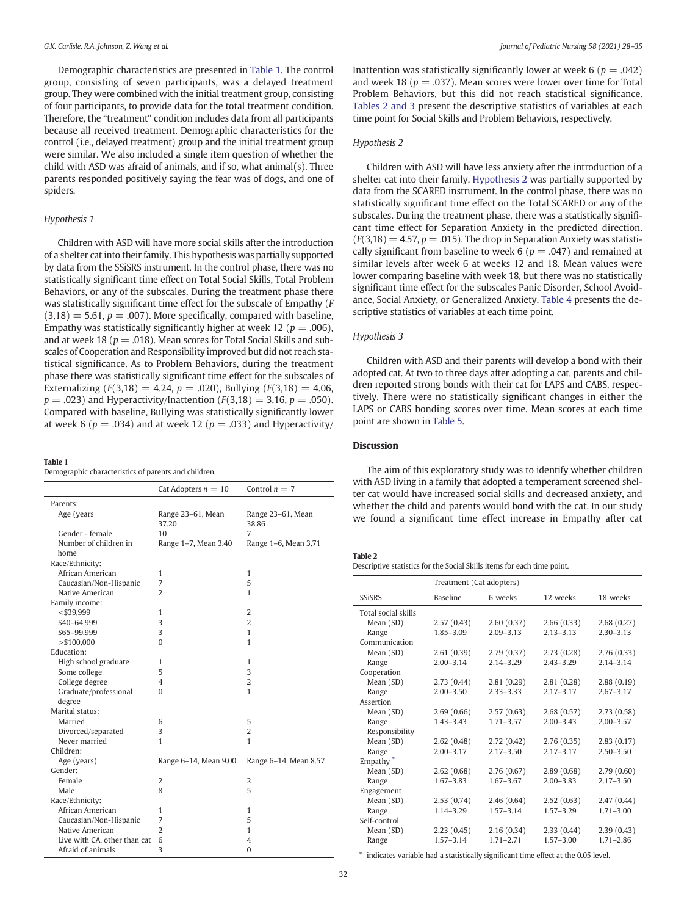Demographic characteristics are presented in Table 1. The control group, consisting of seven participants, was a delayed treatment group. They were combined with the initial treatment group, consisting of four participants, to provide data for the total treatment condition. Therefore, the "treatment" condition includes data from all participants because all received treatment. Demographic characteristics for the control (i.e., delayed treatment) group and the initial treatment group were similar. We also included a single item question of whether the child with ASD was afraid of animals, and if so, what animal(s). Three parents responded positively saying the fear was of dogs, and one of spiders.

### Hypothesis 1

Children with ASD will have more social skills after the introduction of a shelter cat into their family. This hypothesis was partially supported by data from the SSiSRS instrument. In the control phase, there was no statistically significant time effect on Total Social Skills, Total Problem Behaviors, or any of the subscales. During the treatment phase there was statistically significant time effect for the subscale of Empathy ($F(3,18) = 5.61$, $p = .007$). More specifically, compared with baseline, Empathy was statistically significantly higher at week 12 ($p = .006$), and at week 18 ($p = .018$). Mean scores for Total Social Skills and subscales of Cooperation and Responsibility improved but did not reach statistical significance. As to Problem Behaviors, during the treatment phase there was statistically significant time effect for the subscales of Externalizing ($F(3,18) = 4.24$, $p = .020$), Bullying ($F(3,18) = 4.06$, $p = .023$) and Hyperactivity/Inattention ($F(3,18) = 3.16$, $p = .050$). Compared with baseline, Bullying was statistically significantly lower at week 6 ($p = .034$) and at week 12 ($p = .033$) and Hyperactivity/Inattention was statistically significantly lower at week 6 ($p = .042$) and week 18 ($p = .037$). Mean scores were lower over time for Total Problem Behaviors, but this did not reach statistical significance. Tables 2 and 3 present the descriptive statistics of variables at each time point for Social Skills and Problem Behaviors, respectively.

### Hypothesis 2

Children with ASD will have less anxiety after the introduction of a shelter cat into their family. Hypothesis 2 was partially supported by data from the SCARED instrument. In the control phase, there was no statistically significant time effect on the Total SCARED or any of the subscales. During the treatment phase, there was a statistically significant time effect for Separation Anxiety in the predicted direction. ($F(3,18) = 4.57$, $p = .015$). The drop in Separation Anxiety was statistically significant from baseline to week 6 ($p = .047$) and remained at similar levels after week 6 at weeks 12 and 18. Mean values were lower comparing baseline with week 18, but there was no statistically significant time effect for the subscales Panic Disorder, School Avoidance, Social Anxiety, or Generalized Anxiety. Table 4 presents the descriptive statistics of variables at each time point.

### Hypothesis 3

Children with ASD and their parents will develop a bond with their adopted cat. At two to three days after adopting a cat, parents and children reported strong bonds with their cat for LAPS and CABS, respectively. There were no statistically significant changes in either the LAPS or CABS bonding scores over time. Mean scores at each time point are shown in Table 5.

## Discussion

The aim of this exploratory study was to identify whether children with ASD living in a family that adopted a temperament screened shelter cat would have increased social skills and decreased anxiety, and whether the child and parents would bond with the cat. In our study we found a significant time effect increase in Empathy after cat

**Table 1**
Demographic characteristics of parents and children.

| | Cat Adopters $n = 10$ | Control $n = 7$ |
|---|---|---|
| Parents: | | |
| Age (years | Range 23–61, Mean 37.20 | Range 23–61, Mean 38.86 |
| Gender - female | 10 | 7 |
| Number of children in home | Range 1–7, Mean 3.40 | Range 1–6, Mean 3.71 |
| Race/Ethnicity: | | |
| African American | 1 | 1 |
| Caucasian/Non-Hispanic | 7 | 5 |
| Native American | 2 | 1 |
| Family income: | | |
| <$39,999 | 1 | 2 |
| $40–64,999 | 3 | 2 |
| $65–99,999 | 3 | 1 |
| >$100,000 | 0 | 1 |
| Education: | | |
| High school graduate | 1 | 1 |
| Some college | 5 | 3 |
| College degree | 4 | 2 |
| Graduate/professional degree | 0 | 1 |
| Marital status: | | |
| Married | 6 | 5 |
| Divorced/separated | 3 | 2 |
| Never married | 1 | 1 |
| Children: | | |
| Age (years) | Range 6–14, Mean 9.00 | Range 6–14, Mean 8.57 |
| Gender: | | |
| Female | 2 | 2 |
| Male | 8 | 5 |
| Race/Ethnicity: | | |
| African American | 1 | 1 |
| Caucasian/Non-Hispanic | 7 | 5 |
| Native American | 2 | 1 |
| Live with CA, other than cat | 6 | 4 |
| Afraid of animals | 3 | 0 |

**Table 2**
Descriptive statistics for the Social Skills items for each time point.

| | Treatment (Cat adopters) | | | |
|---|---|---|---|---|
| SSiSRS | Baseline | 6 weeks | 12 weeks | 18 weeks |
| Total social skills | | | | |
| Mean (SD) | 2.57 (0.43) | 2.60 (0.37) | 2.66 (0.33) | 2.68 (0.27) |
| Range | 1.85–3.09 | 2.09–3.13 | 2.13–3.13 | 2.30–3.13 |
| Communication | | | | |
| Mean (SD) | 2.61 (0.39) | 2.79 (0.37) | 2.73 (0.28) | 2.76 (0.33) |
| Range | 2.00–3.14 | 2.14–3.29 | 2.43–3.29 | 2.14–3.14 |
| Cooperation | | | | |
| Mean (SD) | 2.73 (0.44) | 2.81 (0.29) | 2.81 (0.28) | 2.88 (0.19) |
| Range | 2.00–3.50 | 2.33–3.33 | 2.17–3.17 | 2.67–3.17 |
| Assertion | | | | |
| Mean (SD) | 2.69 (0.66) | 2.57 (0.63) | 2.68 (0.57) | 2.73 (0.58) |
| Range | 1.43–3.43 | 1.71–3.57 | 2.00–3.43 | 2.00–3.57 |
| Responsibility | | | | |
| Mean (SD) | 2.62 (0.48) | 2.72 (0.42) | 2.76 (0.35) | 2.83 (0.17) |
| Range | 2.00–3.17 | 2.17–3.50 | 2.17–3.17 | 2.50–3.50 |
| Empathy * | | | | |
| Mean (SD) | 2.62 (0.68) | 2.76 (0.67) | 2.89 (0.68) | 2.79 (0.60) |
| Range | 1.67–3.83 | 1.67–3.67 | 2.00–3.83 | 2.17–3.50 |
| Engagement | | | | |
| Mean (SD) | 2.53 (0.74) | 2.46 (0.64) | 2.52 (0.63) | 2.47 (0.44) |
| Range | 1.14–3.29 | 1.57–3.14 | 1.57–3.29 | 1.71–3.00 |
| Self-control | | | | |
| Mean (SD) | 2.23 (0.45) | 2.16 (0.34) | 2.33 (0.44) | 2.39 (0.43) |
| Range | 1.57–3.14 | 1.71–2.71 | 1.57–3.00 | 1.71–2.86 |

* indicates variable had a statistically significant time effect at the 0.05 level.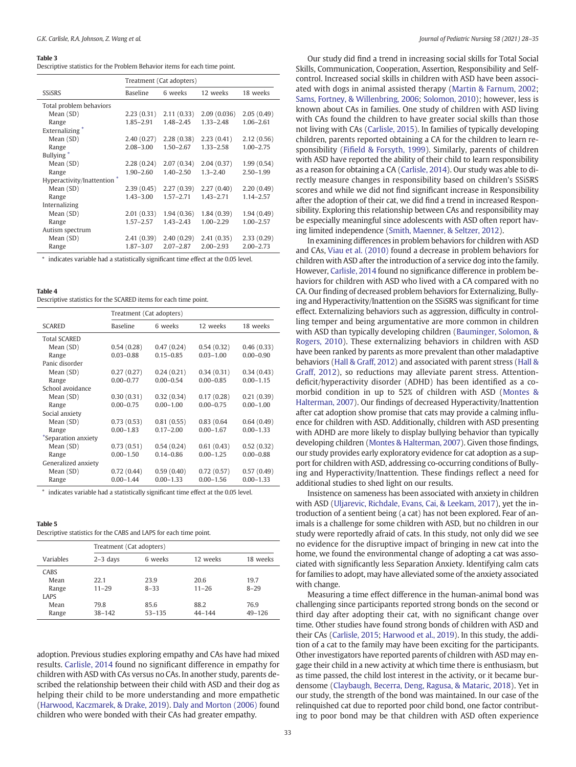**Table 3**
Descriptive statistics for the Problem Behavior items for each time point.

| | Treatment (Cat adopters) | | | |
|---|---|---|---|---|
| SSiSRS | Baseline | 6 weeks | 12 weeks | 18 weeks |
| Total problem behaviors | | | | |
| Mean (SD) | 2.23 (0.31) | 2.11 (0.33) | 2.09 (0.036) | 2.05 (0.49) |
| Range | 1.85–2.91 | 1.48–2.45 | 1.33–2.48 | 1.06–2.61 |
| Externalizing * | | | | |
| Mean (SD) | 2.40 (0.27) | 2.28 (0.38) | 2.23 (0.41) | 2.12 (0.56) |
| Range | 2.08–3.00 | 1.50–2.67 | 1.33–2.58 | 1.00–2.75 |
| Bullying * | | | | |
| Mean (SD) | 2.28 (0.24) | 2.07 (0.34) | 2.04 (0.37) | 1.99 (0.54) |
| Range | 1.90–2.60 | 1.40–2.50 | 1.3–2.40 | 2.50–1.99 |
| Hyperactivity/Inattention * | | | | |
| Mean (SD) | 2.39 (0.45) | 2.27 (0.39) | 2.27 (0.40) | 2.20 (0.49) |
| Range | 1.43–3.00 | 1.57–2.71 | 1.43–2.71 | 1.14–2.57 |
| Internalizing | | | | |
| Mean (SD) | 2.01 (0.33) | 1.94 (0.36) | 1.84 (0.39) | 1.94 (0.49) |
| Range | 1.57–2.57 | 1.43–2.43 | 1.00–2.29 | 1.00–2.57 |
| Autism spectrum | | | | |
| Mean (SD) | 2.41 (0.39) | 2.40 (0.29) | 2.41 (0.35) | 2.33 (0.29) |
| Range | 1.87–3.07 | 2.07–2.87 | 2.00–2.93 | 2.00–2.73 |

* indicates variable had a statistically significant time effect at the 0.05 level.

**Table 4**
Descriptive statistics for the SCARED items for each time point.

| | Treatment (Cat adopters) | | | |
|---|---|---|---|---|
| SCARED | Baseline | 6 weeks | 12 weeks | 18 weeks |
| Total SCARED | | | | |
| Mean (SD) | 0.54 (0.28) | 0.47 (0.24) | 0.54 (0.32) | 0.46 (0.33) |
| Range | 0.03–0.88 | 0.15–0.85 | 0.03–1.00 | 0.00–0.90 |
| Panic disorder | | | | |
| Mean (SD) | 0.27 (0.27) | 0.24 (0.21) | 0.34 (0.31) | 0.34 (0.43) |
| Range | 0.00–0.77 | 0.00–0.54 | 0.00–0.85 | 0.00–1.15 |
| School avoidance | | | | |
| Mean (SD) | 0.30 (0.31) | 0.32 (0.34) | 0.17 (0.28) | 0.21 (0.39) |
| Range | 0.00–0.75 | 0.00–1.00 | 0.00–0.75 | 0.00–1.00 |
| Social anxiety | | | | |
| Mean (SD) | 0.73 (0.53) | 0.81 (0.55) | 0.83 (0.64 | 0.64 (0.49) |
| Range | 0.00–1.83 | 0.17–2.00 | 0.00–1.67 | 0.00–1.33 |
| *Separation anxiety | | | | |
| Mean (SD) | 0.73 (0.51) | 0.54 (0.24) | 0.61 (0.43) | 0.52 (0.32) |
| Range | 0.00–1.50 | 0.14–0.86 | 0.00–1.25 | 0.00–0.88 |
| Generalized anxiety | | | | |
| Mean (SD) | 0.72 (0.44) | 0.59 (0.40) | 0.72 (0.57) | 0.57 (0.49) |
| Range | 0.00–1.44 | 0.00–1.33 | 0.00–1.56 | 0.00–1.33 |

* indicates variable had a statistically significant time effect at the 0.05 level.

**Table 5**
Descriptive statistics for the CABS and LAPS for each time point.

| | Treatment (Cat adopters) | | | |
|---|---|---|---|---|
| Variables | 2–3 days | 6 weeks | 12 weeks | 18 weeks |
| CABS | | | | |
| Mean | 22.1 | 23.9 | 20.6 | 19.7 |
| Range | 11–29 | 8–33 | 11–26 | 8–29 |
| LAPS | | | | |
| Mean | 79.8 | 85.6 | 88.2 | 76.9 |
| Range | 38–142 | 53–135 | 44–144 | 49–126 |

adoption. Previous studies exploring empathy and CAs have had mixed results. Carlisle, 2014 found no significant difference in empathy for children with ASD with CAs versus no CAs. In another study, parents described the relationship between their child with ASD and their dog as helping their child to be more understanding and more empathetic (Harwood, Kaczmarek, & Drake, 2019). Daly and Morton (2006) found children who were bonded with their CAs had greater empathy.

Our study did find a trend in increasing social skills for Total Social Skills, Communication, Cooperation, Assertion, Responsibility and Self-control. Increased social skills in children with ASD have been associated with dogs in animal assisted therapy (Martin & Farnum, 2002; Sams, Fortney, & Willenbring, 2006; Solomon, 2010); however, less is known about CAs in families. One study of children with ASD living with CAs found the children to have greater social skills than those not living with CAs (Carlisle, 2015). In families of typically developing children, parents reported obtaining a CA for the children to learn responsibility (Fifield & Forsyth, 1999). Similarly, parents of children with ASD have reported the ability of their child to learn responsibility as a reason for obtaining a CA (Carlisle, 2014). Our study was able to directly measure changes in responsibility based on children's SSiSRS scores and while we did not find significant increase in Responsibility after the adoption of their cat, we did find a trend in increased Responsibility. Exploring this relationship between CAs and responsibility may be especially meaningful since adolescents with ASD often report having limited independence (Smith, Maenner, & Seltzer, 2012).

In examining differences in problem behaviors for children with ASD and CAs, Viau et al. (2010) found a decrease in problem behaviors for children with ASD after the introduction of a service dog into the family. However, Carlisle, 2014 found no significance difference in problem behaviors for children with ASD who lived with a CA compared with no CA. Our finding of decreased problem behaviors for Externalizing, Bullying and Hyperactivity/Inattention on the SSiSRS was significant for time effect. Externalizing behaviors such as aggression, difficulty in controlling temper and being argumentative are more common in children with ASD than typically developing children (Bauminger, Solomon, & Rogers, 2010). These externalizing behaviors in children with ASD have been ranked by parents as more prevalent than other maladaptive behaviors (Hall & Graff, 2012) and associated with parent stress (Hall & Graff, 2012), so reductions may alleviate parent stress. Attention-deficit/hyperactivity disorder (ADHD) has been identified as a comorbid condition in up to 52% of children with ASD (Montes & Halterman, 2007). Our findings of decreased Hyperactivity/Inattention after cat adoption show promise that cats may provide a calming influence for children with ASD. Additionally, children with ASD presenting with ADHD are more likely to display bullying behavior than typically developing children (Montes & Halterman, 2007). Given those findings, our study provides early exploratory evidence for cat adoption as a support for children with ASD, addressing co-occurring conditions of Bullying and Hyperactivity/Inattention. These findings reflect a need for additional studies to shed light on our results.

Insistence on sameness has been associated with anxiety in children with ASD (Uljarevic, Richdale, Evans, Cai, & Leekam, 2017), yet the introduction of a sentient being (a cat) has not been explored. Fear of animals is a challenge for some children with ASD, but no children in our study were reportedly afraid of cats. In this study, not only did we see no evidence for the disruptive impact of bringing in new cat into the home, we found the environmental change of adopting a cat was associated with significantly less Separation Anxiety. Identifying calm cats for families to adopt, may have alleviated some of the anxiety associated with change.

Measuring a time effect difference in the human-animal bond was challenging since participants reported strong bonds on the second or third day after adopting their cat, with no significant change over time. Other studies have found strong bonds of children with ASD and their CAs (Carlisle, 2015; Harwood et al., 2019). In this study, the addition of a cat to the family may have been exciting for the participants. Other investigators have reported parents of children with ASD may engage their child in a new activity at which time there is enthusiasm, but as time passed, the child lost interest in the activity, or it became burdensome (Claybaugh, Becerra, Deng, Ragusa, & Mataric, 2018). Yet in our study, the strength of the bond was maintained. In our case of the relinquished cat due to reported poor child bond, one factor contributing to poor bond may be that children with ASD often experience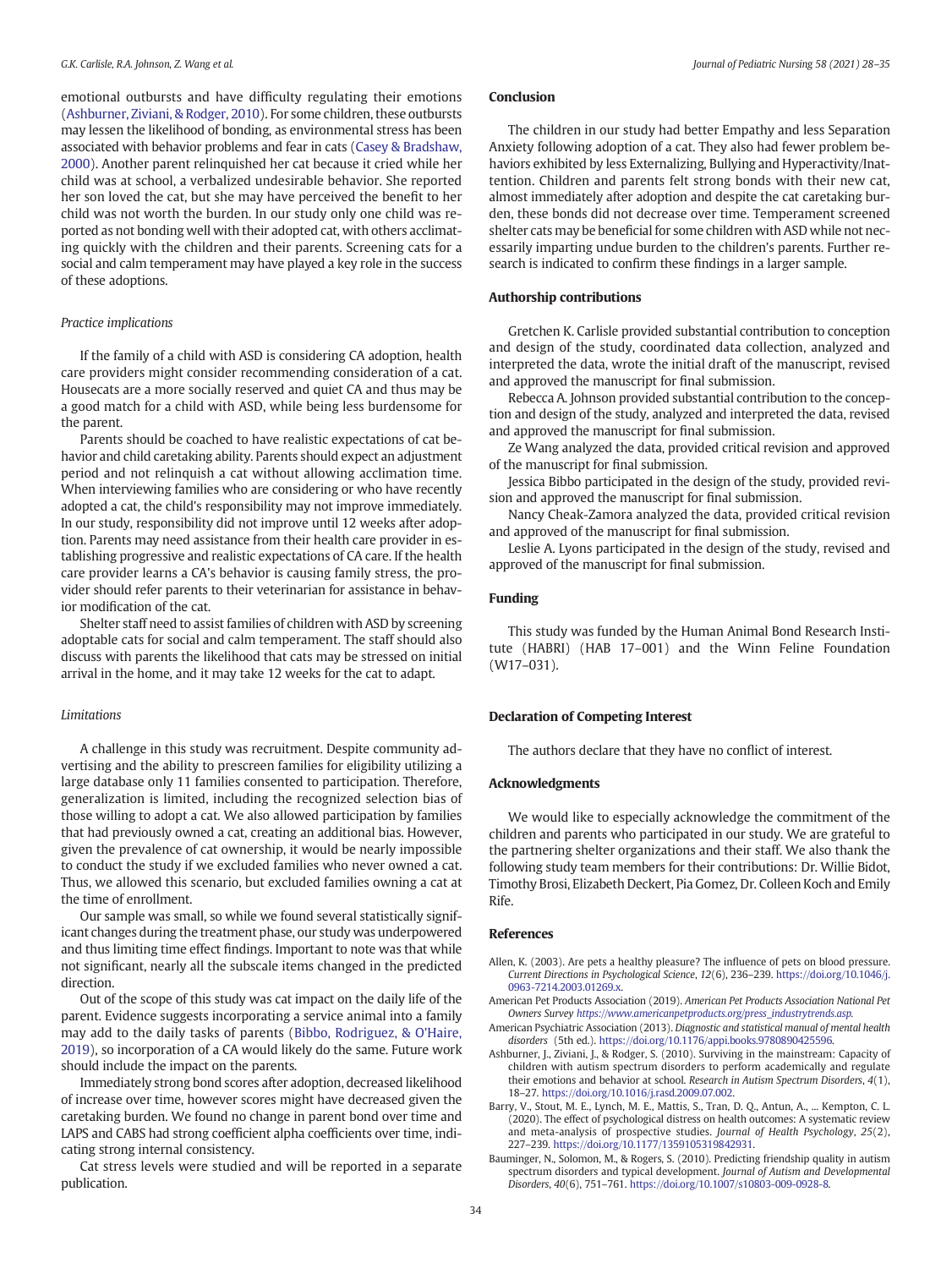emotional outbursts and have difficulty regulating their emotions (Ashburner, Ziviani, & Rodger, 2010). For some children, these outbursts may lessen the likelihood of bonding, as environmental stress has been associated with behavior problems and fear in cats (Casey & Bradshaw, 2000). Another parent relinquished her cat because it cried while her child was at school, a verbalized undesirable behavior. She reported her son loved the cat, but she may have perceived the benefit to her child was not worth the burden. In our study only one child was reported as not bonding well with their adopted cat, with others acclimating quickly with the children and their parents. Screening cats for a social and calm temperament may have played a key role in the success of these adoptions.

### *Practice implications*

If the family of a child with ASD is considering CA adoption, health care providers might consider recommending consideration of a cat. Housecats are a more socially reserved and quiet CA and thus may be a good match for a child with ASD, while being less burdensome for the parent.

Parents should be coached to have realistic expectations of cat behavior and child caretaking ability. Parents should expect an adjustment period and not relinquish a cat without allowing acclimation time. When interviewing families who are considering or who have recently adopted a cat, the child's responsibility may not improve immediately. In our study, responsibility did not improve until 12 weeks after adoption. Parents may need assistance from their health care provider in establishing progressive and realistic expectations of CA care. If the health care provider learns a CA's behavior is causing family stress, the provider should refer parents to their veterinarian for assistance in behavior modification of the cat.

Shelter staff need to assist families of children with ASD by screening adoptable cats for social and calm temperament. The staff should also discuss with parents the likelihood that cats may be stressed on initial arrival in the home, and it may take 12 weeks for the cat to adapt.

### *Limitations*

A challenge in this study was recruitment. Despite community advertising and the ability to prescreen families for eligibility utilizing a large database only 11 families consented to participation. Therefore, generalization is limited, including the recognized selection bias of those willing to adopt a cat. We also allowed participation by families that had previously owned a cat, creating an additional bias. However, given the prevalence of cat ownership, it would be nearly impossible to conduct the study if we excluded families who never owned a cat. Thus, we allowed this scenario, but excluded families owning a cat at the time of enrollment.

Our sample was small, so while we found several statistically significant changes during the treatment phase, our study was underpowered and thus limiting time effect findings. Important to note was that while not significant, nearly all the subscale items changed in the predicted direction.

Out of the scope of this study was cat impact on the daily life of the parent. Evidence suggests incorporating a service animal into a family may add to the daily tasks of parents (Bibbo, Rodriguez, & O'Haire, 2019), so incorporation of a CA would likely do the same. Future work should include the impact on the parents.

Immediately strong bond scores after adoption, decreased likelihood of increase over time, however scores might have decreased given the caretaking burden. We found no change in parent bond over time and LAPS and CABS had strong coefficient alpha coefficients over time, indicating strong internal consistency.

Cat stress levels were studied and will be reported in a separate publication.

## Conclusion

The children in our study had better Empathy and less Separation Anxiety following adoption of a cat. They also had fewer problem behaviors exhibited by less Externalizing, Bullying and Hyperactivity/Inattention. Children and parents felt strong bonds with their new cat, almost immediately after adoption and despite the cat caretaking burden, these bonds did not decrease over time. Temperament screened shelter cats may be beneficial for some children with ASD while not necessarily imparting undue burden to the children's parents. Further research is indicated to confirm these findings in a larger sample.

## Authorship contributions

Gretchen K. Carlisle provided substantial contribution to conception and design of the study, coordinated data collection, analyzed and interpreted the data, wrote the initial draft of the manuscript, revised and approved the manuscript for final submission.

Rebecca A. Johnson provided substantial contribution to the conception and design of the study, analyzed and interpreted the data, revised and approved the manuscript for final submission.

Ze Wang analyzed the data, provided critical revision and approved of the manuscript for final submission.

Jessica Bibbo participated in the design of the study, provided revision and approved the manuscript for final submission.

Nancy Cheak-Zamora analyzed the data, provided critical revision and approved of the manuscript for final submission.

Leslie A. Lyons participated in the design of the study, revised and approved of the manuscript for final submission.

## Funding

This study was funded by the Human Animal Bond Research Institute (HABRI) (HAB 17–001) and the Winn Feline Foundation (W17–031).

## Declaration of Competing Interest

The authors declare that they have no conflict of interest.

## Acknowledgments

We would like to especially acknowledge the commitment of the children and parents who participated in our study. We are grateful to the partnering shelter organizations and their staff. We also thank the following study team members for their contributions: Dr. Willie Bidot, Timothy Brosi, Elizabeth Deckert, Pia Gomez, Dr. Colleen Koch and Emily Rife.

## References

Allen, K. (2003). Are pets a healthy pleasure? The influence of pets on blood pressure. *Current Directions in Psychological Science*, *12*(6), 236–239. https://doi.org/10.1046/j.0963-7214.2003.01269.x.

American Pet Products Association (2019). *American Pet Products Association National Pet Owners Survey* https://www.americanpetproducts.org/press_industrytrends.asp.

American Psychiatric Association (2013). *Diagnostic and statistical manual of mental health disorders* (5th ed.). https://doi.org/10.1176/appi.books.9780890425596.

Ashburner, J., Ziviani, J., & Rodger, S. (2010). Surviving in the mainstream: Capacity of children with autism spectrum disorders to perform academically and regulate their emotions and behavior at school. *Research in Autism Spectrum Disorders*, *4*(1), 18–27. https://doi.org/10.1016/j.rasd.2009.07.002.

Barry, V., Stout, M. E., Lynch, M. E., Mattis, S., Tran, D. Q., Antun, A., ... Kempton, C. L. (2020). The effect of psychological distress on health outcomes: A systematic review and meta-analysis of prospective studies. *Journal of Health Psychology*, *25*(2), 227–239. https://doi.org/10.1177/1359105319842931.

Bauminger, N., Solomon, M., & Rogers, S. (2010). Predicting friendship quality in autism spectrum disorders and typical development. *Journal of Autism and Developmental Disorders*, *40*(6), 751–761. https://doi.org/10.1007/s10803-009-0928-8.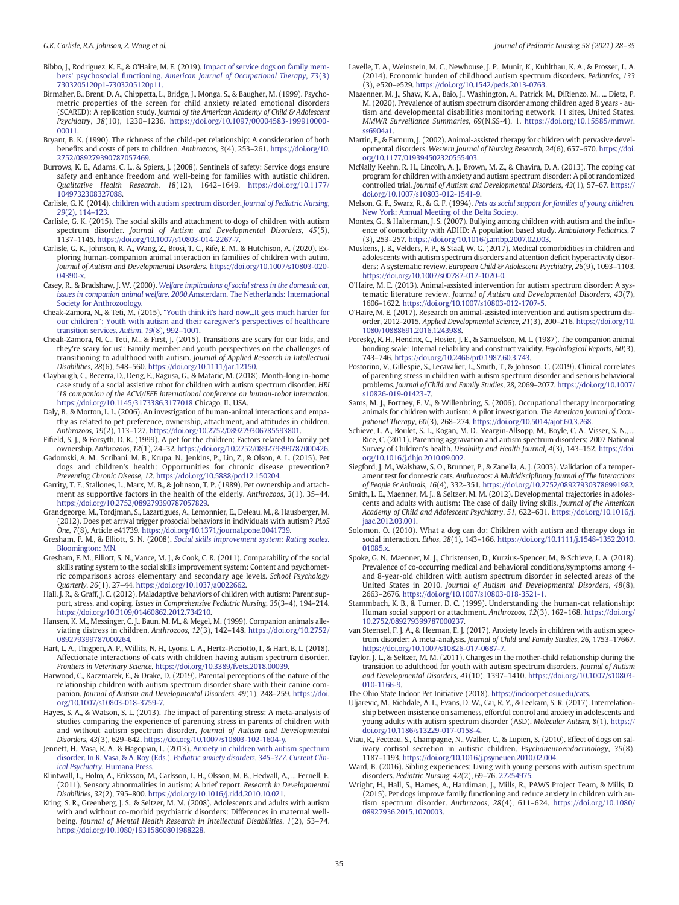Bibbo, J., Rodriguez, K. E., & O'Haire, M. E. (2019). Impact of service dogs on family members' psychosocial functioning. *American Journal of Occupational Therapy*, *73*(3) 7303205120p1-7303205120p11.

Birmaher, B., Brent, D. A., Chippetta, L., Bridge, J., Monga, S., & Baugher, M. (1999). Psychometric properties of the screen for child anxiety related emotional disorders (SCARED): A replication study. *Journal of the American Academy of Child & Adolescent Psychiatry*, *38*(10), 1230–1236. https://doi.org/10.1097/00004583-199910000-00011.

Bryant, B. K. (1990). The richness of the child-pet relationship: A consideration of both benefits and costs of pets to children. *Anthrozoos*, *3*(4), 253–261. https://doi.org/10.2752/089279390787057469.

Burrows, K. E., Adams, C. L., & Spiers, J. (2008). Sentinels of safety: Service dogs ensure safety and enhance freedom and well-being for families with autistic children. *Qualitative Health Research*, *18*(12), 1642–1649. https://doi.org/10.1177/1049732308327088.

Carlisle, G. K. (2014). children with autism spectrum disorder. *Journal of Pediatric Nursing*, *29*(2), 114–123.

Carlisle, G. K. (2015). The social skills and attachment to dogs of children with autism spectrum disorder. *Journal of Autism and Developmental Disorders*, *45*(5), 1137–1145. https://doi.org/10.1007/s10803-014-2267-7.

Carlisle, G. K., Johnson, R. A., Wang, Z., Brosi, T. C., Rife, E. M., & Hutchison, A. (2020). Exploring human-companion animal interaction in familiies of children with autim. *Journal of Autism and Developmental Disorders*. https://doi.org/10.1007/s10803-020-04390-x.

Casey, R., & Bradshaw, J. W. (2000). *Welfare implications of social stress in the domestic cat, issues in companion animal welfare. 2000*.Amsterdam, The Netherlands: International Society for Anthrozoology.

Cheak-Zamora, N., & Teti, M. (2015). "Youth think it's hard now...It gets much harder for our children": Youth with autism and their caregiver's perspectives of healthcare transition services. *Autism*, *19*(8), 992–1001.

Cheak-Zamora, N. C., Teti, M., & First, J. (2015). Transitions are scary for our kids, and they're scary for us': Family member and youth perspectives on the challenges of transitioning to adulthood with autism. *Journal of Applied Research in Intellectual Disabilities*, *28*(6), 548–560. https://doi.org/10.1111/jar.12150.

Claybaugh, C., Becerra, D., Deng, E., Ragusa, G., & Mataric, M. (2018). Month-long in-home case study of a social assistive robot for children with autism spectrum disorder. *HRI '18 companion of the ACM/IEEE international conference on human-robot interaction*. https://doi.org/10.1145/3173386.3177018 Chicago, IL, USA.

Daly, B., & Morton, L. L. (2006). An investigation of human-animal interactions and empathy as related to pet preference, ownership, attachment, and attitudes in children. *Anthrozoos*, *19*(2), 113–127. https://doi.org/10.2752/089279306785593801.

Fifield, S. J., & Forsyth, D. K. (1999). A pet for the children: Factors related to family pet ownership. *Anthrozoos*, *12*(1), 24–32. https://doi.org/10.2752/089279399787000426.

Gadomski, A. M., Scribani, M. B., Krupa, N., Jenkins, P., Lin, Z., & Olson, A. L. (2015). Pet dogs and children's health: Opportunities for chronic disease prevention? *Preventing Chronic Disease*, *12*. https://doi.org/10.5888/pcd12.150204.

Garrity, T. F., Stallones, L., Marx, M. B., & Johnson, T. P. (1989). Pet ownership and attachment as supportive factors in the health of the elderly. *Anthrozoos*, *3*(1), 35–44. https://doi.org/10.2752/089279390787057829.

Grandgeorge, M., Tordjman, S., Lazartigues, A., Lemonnier, E., Deleau, M., & Hausberger, M. (2012). Does pet arrival trigger prosocial behaviors in individuals with autism? *PLoS One*, *7*(8), Article e41739. https://doi.org/10.1371/journal.pone.0041739.

Gresham, F. M., & Elliott, S. N. (2008). *Social skills improvement system: Rating scales*. Bloomington: MN.

Gresham, F. M., Elliott, S. N., Vance, M. J., & Cook, C. R. (2011). Comparability of the social skills rating system to the social skills improvement system: Content and psychometric comparisons across elementary and secondary age levels. *School Psychology Quarterly*, *26*(1), 27–44. https://doi.org/10.1037/a0022662.

Hall, J. R., & Graff, J. C. (2012). Maladaptive behaviors of children with autism: Parent support, stress, and coping. *Issues in Comprehensive Pediatric Nursing*, *35*(3–4), 194–214. https://doi.org/10.3109/01460862.2012.734210.

Hansen, K. M., Messinger, C. J., Baun, M. M., & Megel, M. (1999). Companion animals alleviating distress in children. *Anthrozoos*, *12*(3), 142–148. https://doi.org/10.2752/089279399787000264.

Hart, L. A., Thigpen, A. P., Willits, N. H., Lyons, L. A., Hertz-Picciotto, I., & Hart, B. L. (2018). Affectionate interactions of cats with children having autism spectrum disorder. *Frontiers in Veterinary Science*. https://doi.org/10.3389/fvets.2018.00039.

Harwood, C., Kaczmarek, E., & Drake, D. (2019). Parental perceptions of the nature of the relationship children with autism spectrum disorder share with their canine companion. *Journal of Autism and Developmental Disorders*, *49*(1), 248–259. https://doi.org/10.1007/s10803-018-3759-7.

Hayes, S. A., & Watson, S. L. (2013). The impact of parenting stress: A meta-analysis of studies comparing the experience of parenting stress in parents of children with and without autism spectrum disorder. *Journal of Autism and Developmental Disorders*, *43*(3), 629–642. https://doi.org/10.1007/s10803-102-1604-y.

Jennett, H., Vasa, R. A., & Hagopian, L. (2013). Anxiety in children with autism spectrum disorder. In R. Vasa, & A. Roy (Eds.), *Pediatric anxiety disorders. 345–377. Current Clinical Psychiatry*. Humana Press.

Klintwall, L., Holm, A., Eriksson, M., Carlsson, L. H., Olsson, M. B., Hedvall, A., ... Fernell, E. (2011). Sensory abnormalities in autism: A brief report. *Research in Developmental Disabilities*, *32*(2), 795–800. https://doi.org/10.1016/j.ridd.2010.10.021.

Kring, S. R., Greenberg, J. S., & Seltzer, M. M. (2008). Adolescents and adults with autism with and without co-morbid psychiatric disorders: Differences in maternal well-being. *Journal of Mental Health Research in Intellectual Disabilities*, *1*(2), 53–74. https://doi.org/10.1080/19315860801988228.

Lavelle, T. A., Weinstein, M. C., Newhouse, J. P., Munir, K., Kuhlthau, K. A., & Prosser, L. A. (2014). Economic burden of childhood autism spectrum disorders. *Pediatrics*, *133*(3), e520–e529. https://doi.org/10.1542/peds.2013-0763.

Maaenner, M. J., Shaw, K. A., Baio, J., Washington, A., Patrick, M., DiRienzo, M., ... Dietz, P. M. (2020). Prevalence of autism spectrum disorder among children aged 8 years - autism and developmental disabilities monitoring network, 11 sites, United States. *MMWR Surveillance Summaries*, *69*(N.SS-4), 1. https://doi.org/10.15585/mmwr.ss6904a1.

Martin, F., & Farnum, J. (2002). Animal-assisted therapy for children with pervasive developmental disorders. *Western Journal of Nursing Research*, *24*(6), 657–670. https://doi.org/10.1177/019394502320555403.

McNally Keehn, R. H., Lincoln, A. J., Brown, M. Z., & Chavira, D. A. (2013). The coping cat program for children with anxiety and autism spectrum disorder: A pilot randomized controlled trial. *Journal of Autism and Developmental Disorders*, *43*(1), 57–67. https://doi.org/10.1007/s10803-012-1541-9.

Melson, G. F., Swarz, R., & G. F. (1994). *Pets as social support for families of young children*. New York: Annual Meeting of the Delta Society.

Montes, G., & Halterman, J. S. (2007). Bullying among children with autism and the influence of comorbidity with ADHD: A population based study. *Ambulatory Pediatrics*, *7*(3), 253–257. https://doi.org/10.1016/j.ambp.2007.02.003.

Muskens, J. B., Velders, F. P., & Staal, W. G. (2017). Medical comorbidities in children and adolescents with autism spectrum disorders and attention deficit hyperactivity disorders: A systematic review. *European Child & Adolescent Psychiatry*, *26*(9), 1093–1103. https://doi.org/10.1007/s00787-017-1020-0.

O'Haire, M. E. (2013). Animal-assisted intervention for autism spectrum disorder: A systematic literature review. *Journal of Autism and Developmental Disorders*, *43*(7), 1606–1622. https://doi.org/10.1007/s10803-012-1707-5.

O'Haire, M. E. (2017). Research on animal-assisted intervention and autism spectrum disorder, 2012-2015. *Applied Developmental Science*, *21*(3), 200–216. https://doi.org/10.1080/10888691.2016.1243988.

Poresky, R. H., Hendrix, C., Hosier, J. E., & Samuelson, M. L. (1987). The companion animal bonding scale: Internal reliability and construct validity. *Psychological Reports*, *60*(3), 743–746. https://doi.org/10.2466/pr0.1987.60.3.743.

Postorino, V., Gillespie, S., Lecavalier, L., Smith, T., & Johnson, C. (2019). Clinical correlates of parenting stress in children with autism spectrum disorder and serious behavioral problems. *Journal of Child and Family Studies*, *28*, 2069–2077. https://doi.org/10.1007/s10826-019-01423-7.

Sams, M. J., Fortney, E. V., & Willenbring, S. (2006). Occupational therapy incorporating animals for children with autism: A pilot investigation. *The American Journal of Occupational Therapy*, *60*(3), 268–274. https://doi.org/10.5014/ajot.60.3.268.

Schieve, L. A., Boulet, S. L., Kogan, M. D., Yeargin-Allsopp, M., Boyle, C. A., Visser, S. N., ... Rice, C. (2011). Parenting aggravation and autism spectrum disorders: 2007 National Survey of Children's health. *Disability and Health Journal*, *4*(3), 143–152. https://doi.org/10.1016/j.dhjo.2010.09.002.

Siegford, J. M., Walshaw, S. O., Brunner, P., & Zanella, A. J. (2003). Validation of a temperament test for domestic cats. *Anthrozoos: A Multidisciplinary Journal of The Interactions of People & Animals*, *16*(4), 332–351. https://doi.org/10.2752/089279303786991982.

Smith, L. E., Maenner, M. J., & Seltzer, M. M. (2012). Developmental trajectories in adolescents and adults with autism: The case of daily living skills. *Journal of the American Academy of Child and Adolescent Psychiatry*, *51*, 622–631. https://doi.org/10.1016/j.jaac.2012.03.001.

Solomon, O. (2010). What a dog can do: Children with autism and therapy dogs in social interaction. *Ethos*, *38*(1), 143–166. https://doi.org/10.1111/j.1548-1352.2010.01085.x.

Spoke, G. N., Maenner, M. J., Christensen, D., Kurzius-Spencer, M., & Schieve, L. A. (2018). Prevalence of co-occurring medical and behavioral conditions/symptoms among 4- and 8-year-old children with autism spectrum disorder in selected areas of the United States in 2010. *Journal of Autism and Developmental Disorders*, *48*(8), 2663–2676. https://doi.org/10.1007/s10803-018-3521-1.

Stammbach, K. B., & Turner, D. C. (1999). Understanding the human-cat relationship: Human social support or attachment. *Anthrozoos*, *12*(3), 162–168. https://doi.org/10.2752/089279399787000237.

van Steensel, F. J. A., & Heeman, E. J. (2017). Anxiety levels in children with autism spectrum disorder: A meta-analysis. *Journal of Child and Family Studies*, *26*, 1753–17667. https://doi.org/10.1007/s10826-017-0687-7.

Taylor, J. L., & Seltzer, M. M. (2011). Changes in the mother-child relationship during the transition to adulthood for youth with autism spectrum disorders. *Journal of Autism and Developmental Disorders*, *41*(10), 1397–1410. https://doi.org/10.1007/s10803-010-1166-9.

The Ohio State Indoor Pet Initiative (2018). https://indoorpet.osu.edu/cats.

Uljarevic, M., Richdale, A. L., Evans, D. W., Cai, R. Y., & Leekam, S. R. (2017). Interrelationship between insistence on sameness, effortful control and anxiety in adolescents and young adults with autism spectrum disorder (ASD). *Molecular Autism*, *8*(1). https://doi.org/10.1186/s13229-017-0158-4.

Viau, R., Fecteau, S., Champagne, N., Walker, C., & Lupien, S. (2010). Effect of dogs on salivary cortisol secretion in autistic children. *Psychoneuroendocrinology*, *35*(8), 1187–1193. https://doi.org/10.1016/j.psyneuen.2010.02.004.

Ward, B. (2016). Sibling experiences: Living with young persons with autism spectrum disorders. *Pediatric Nursing*, *42*(2), 69–76. 27254975.

Wright, H., Hall, S., Hames, A., Hardiman, J., Mills, R., PAWS Project Team, & Mills, D. (2015). Pet dogs improve family functioning and reduce anxiety in children with autism spectrum disorder. *Anthrozoos*, *28*(4), 611–624. https://doi.org/10.1080/08927936.2015.1070003.